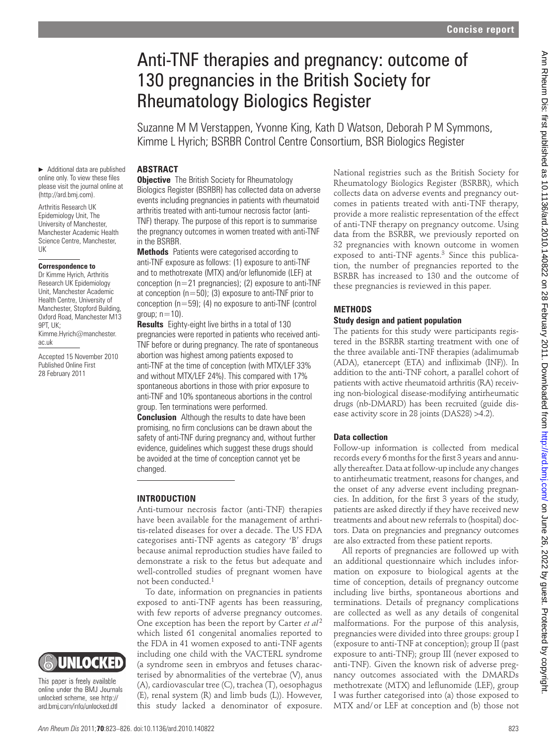# Anti-TNF therapies and pregnancy: outcome of 130 pregnancies in the British Society for Rheumatology Biologics Register

Suzanne M M Verstappen, Yvonne King, Kath D Watson, Deborah P M Symmons, Kimme L Hyrich; BSRBR Control Centre Consortium, BSR Biologics Register

► Additional data are published online only. To view these files please visit the journal online at (http://ard.bmj.com).

Arthritis Research UK Epidemiology Unit, The University of Manchester, Manchester Academic Health Science Centre, Manchester, UK

**Correspondence to**
Dr Kimme Hyrich, Arthritis Research UK Epidemiology Unit, Manchester Academic Health Centre, University of Manchester, Stopford Building, Oxford Road, Manchester M13 9PT, UK; Kimme.Hyrich@manchester.ac.uk

Accepted 15 November 2010
Published Online First 28 February 2011

## ABSTRACT

**Objective** The British Society for Rheumatology Biologics Register (BSRBR) has collected data on adverse events including pregnancies in patients with rheumatoid arthritis treated with anti-tumour necrosis factor (anti-TNF) therapy. The purpose of this report is to summarise the pregnancy outcomes in women treated with anti-TNF in the BSRBR.

**Methods** Patients were categorised according to anti-TNF exposure as follows: (1) exposure to anti-TNF and to methotrexate (MTX) and/or leflunomide (LEF) at conception (n=21 pregnancies); (2) exposure to anti-TNF at conception (n=50); (3) exposure to anti-TNF prior to conception (n=59); (4) no exposure to anti-TNF (control group; n=10).

**Results** Eighty-eight live births in a total of 130 pregnancies were reported in patients who received anti-TNF before or during pregnancy. The rate of spontaneous abortion was highest among patients exposed to anti-TNF at the time of conception (with MTX/LEF 33% and without MTX/LEF 24%). This compared with 17% spontaneous abortions in those with prior exposure to anti-TNF and 10% spontaneous abortions in the control group. Ten terminations were performed.

**Conclusion** Although the results to date have been promising, no firm conclusions can be drawn about the safety of anti-TNF during pregnancy and, without further evidence, guidelines which suggest these drugs should be avoided at the time of conception cannot yet be changed.

## INTRODUCTION

Anti-tumour necrosis factor (anti-TNF) therapies have been available for the management of arthritis-related diseases for over a decade. The US FDA categorises anti-TNF agents as category 'B' drugs because animal reproduction studies have failed to demonstrate a risk to the fetus but adequate and well-controlled studies of pregnant women have not been conducted.[1]

To date, information on pregnancies in patients exposed to anti-TNF agents has been reassuring, with few reports of adverse pregnancy outcomes. One exception has been the report by Carter *et al*[2] which listed 61 congenital anomalies reported to the FDA in 41 women exposed to anti-TNF agents including one child with the VACTERL syndrome (a syndrome seen in embryos and fetuses characterised by abnormalities of the vertebrae (V), anus (A), cardiovascular tree (C), trachea (T), oesophagus (E), renal system (R) and limb buds (L)). However, this study lacked a denominator of exposure. National registries such as the British Society for Rheumatology Biologics Register (BSRBR), which collects data on adverse events and pregnancy outcomes in patients treated with anti-TNF therapy, provide a more realistic representation of the effect of anti-TNF therapy on pregnancy outcome. Using data from the BSRBR, we previously reported on 32 pregnancies with known outcome in women exposed to anti-TNF agents.[3] Since this publication, the number of pregnancies reported to the BSRBR has increased to 130 and the outcome of these pregnancies is reviewed in this paper.

## METHODS

### Study design and patient population

The patients for this study were participants registered in the BSRBR starting treatment with one of the three available anti-TNF therapies (adalimumab (ADA), etanercept (ETA) and infliximab (INF)). In addition to the anti-TNF cohort, a parallel cohort of patients with active rheumatoid arthritis (RA) receiving non-biological disease-modifying antirheumatic drugs (nb-DMARD) has been recruited (guide disease activity score in 28 joints (DAS28) >4.2).

### Data collection

Follow-up information is collected from medical records every 6 months for the first 3 years and annually thereafter. Data at follow-up include any changes to antirheumatic treatment, reasons for changes, and the onset of any adverse event including pregnancies. In addition, for the first 3 years of the study, patients are asked directly if they have received new treatments and about new referrals to (hospital) doctors. Data on pregnancies and pregnancy outcomes are also extracted from these patient reports.

All reports of pregnancies are followed up with an additional questionnaire which includes information on exposure to biological agents at the time of conception, details of pregnancy outcome including live births, spontaneous abortions and terminations. Details of pregnancy complications are collected as well as any details of congenital malformations. For the purpose of this analysis, pregnancies were divided into three groups: group I (exposure to anti-TNF at conception); group II (past exposure to anti-TNF); group III (never exposed to anti-TNF). Given the known risk of adverse pregnancy outcomes associated with the DMARDs methotrexate (MTX) and leflunomide (LEF), group I was further categorised into (a) those exposed to MTX and/or LEF at conception and (b) those not

This paper is freely available online under the BMJ Journals unlocked scheme, see http://ard.bmj.com/info/unlocked.dtl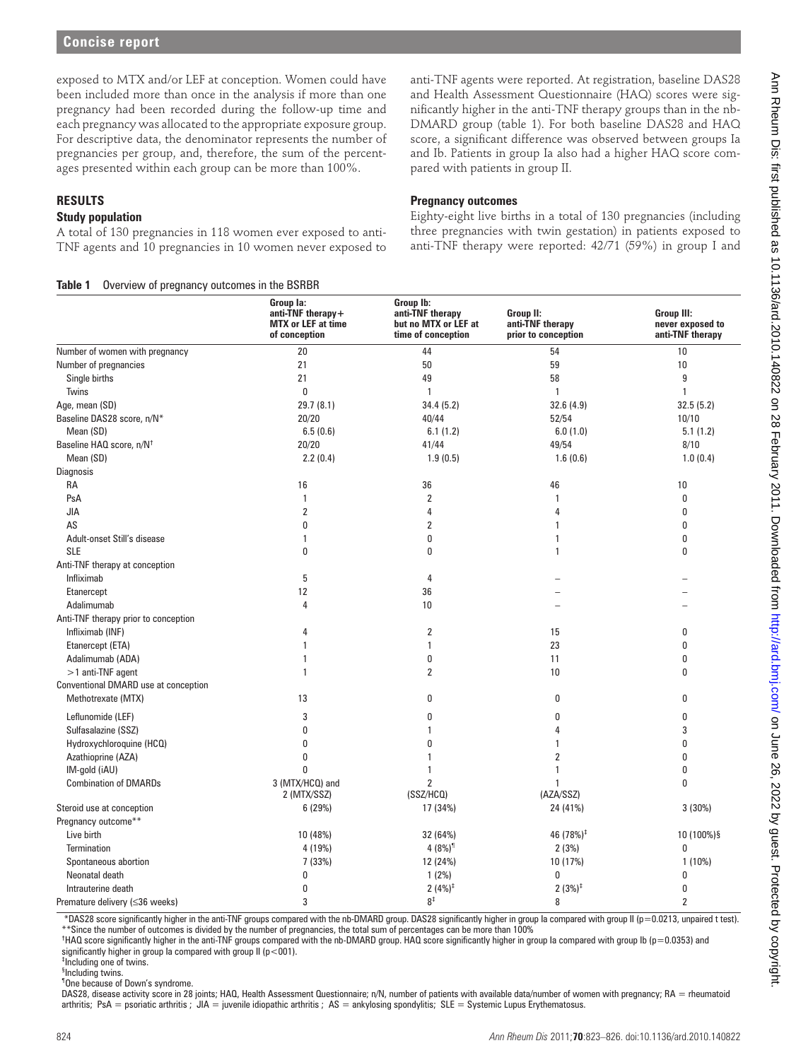exposed to MTX and/or LEF at conception. Women could have been included more than once in the analysis if more than one pregnancy had been recorded during the follow-up time and each pregnancy was allocated to the appropriate exposure group. For descriptive data, the denominator represents the number of pregnancies per group, and, therefore, the sum of the percentages presented within each group can be more than 100%.

## RESULTS

### Study population

A total of 130 pregnancies in 118 women ever exposed to anti-TNF agents and 10 pregnancies in 10 women never exposed to anti-TNF agents were reported. At registration, baseline DAS28 and Health Assessment Questionnaire (HAQ) scores were significantly higher in the anti-TNF therapy groups than in the nb-DMARD group (table 1). For both baseline DAS28 and HAQ score, a significant difference was observed between groups Ia and Ib. Patients in group Ia also had a higher HAQ score compared with patients in group II.

### Pregnancy outcomes

Eighty-eight live births in a total of 130 pregnancies (including three pregnancies with twin gestation) in patients exposed to anti-TNF therapy were reported: 42/71 (59%) in group I and

**Table 1** Overview of pregnancy outcomes in the BSRBR

| | Group Ia: anti-TNF therapy+ MTX or LEF at time of conception | Group Ib: anti-TNF therapy but no MTX or LEF at time of conception | Group II: anti-TNF therapy prior to conception | Group III: never exposed to anti-TNF therapy |
|---|---|---|---|---|
| Number of women with pregnancy | 20 | 44 | 54 | 10 |
| Number of pregnancies | 21 | 50 | 59 | 10 |
| Single births | 21 | 49 | 58 | 9 |
| Twins | 0 | 1 | 1 | 1 |
| Age, mean (SD) | 29.7 (8.1) | 34.4 (5.2) | 32.6 (4.9) | 32.5 (5.2) |
| Baseline DAS28 score, n/N* | 20/20 | 40/44 | 52/54 | 10/10 |
| Mean (SD) | 6.5 (0.6) | 6.1 (1.2) | 6.0 (1.0) | 5.1 (1.2) |
| Baseline HAQ score, n/N[†] | 20/20 | 41/44 | 49/54 | 8/10 |
| Mean (SD) | 2.2 (0.4) | 1.9 (0.5) | 1.6 (0.6) | 1.0 (0.4) |
| Diagnosis | | | | |
| RA | 16 | 36 | 46 | 10 |
| PsA | 1 | 2 | 1 | 0 |
| JIA | 2 | 4 | 4 | 0 |
| AS | 0 | 2 | 1 | 0 |
| Adult-onset Still's disease | 1 | 0 | 1 | 0 |
| SLE | 0 | 0 | 1 | 0 |
| Anti-TNF therapy at conception | | | | |
| Infliximab | 5 | 4 | – | – |
| Etanercept | 12 | 36 | – | – |
| Adalimumab | 4 | 10 | – | – |
| Anti-TNF therapy prior to conception | | | | |
| Infliximab (INF) | 4 | 2 | 15 | 0 |
| Etanercept (ETA) | 1 | 1 | 23 | 0 |
| Adalimumab (ADA) | 1 | 0 | 11 | 0 |
| >1 anti-TNF agent | 1 | 2 | 10 | 0 |
| Conventional DMARD use at conception | | | | |
| Methotrexate (MTX) | 13 | 0 | 0 | 0 |
| Leflunomide (LEF) | 3 | 0 | 0 | 0 |
| Sulfasalazine (SSZ) | 0 | 1 | 4 | 3 |
| Hydroxychloroquine (HCQ) | 0 | 0 | 1 | 0 |
| Azathioprine (AZA) | 0 | 1 | 2 | 0 |
| IM-gold (iAU) | 0 | 1 | 1 | 0 |
| Combination of DMARDs | 3 (MTX/HCQ) and 2 (MTX/SSZ) | 2 (SSZ/HCQ) | 1 (AZA/SSZ) | 0 |
| Steroid use at conception | 6 (29%) | 17 (34%) | 24 (41%) | 3 (30%) |
| Pregnancy outcome** | | | | |
| Live birth | 10 (48%) | 32 (64%) | 46 (78%)[‡] | 10 (100%)§ |
| Termination | 4 (19%) | 4 (8%)[¶] | 2 (3%) | 0 |
| Spontaneous abortion | 7 (33%) | 12 (24%) | 10 (17%) | 1 (10%) |
| Neonatal death | 0 | 1 (2%) | 0 | 0 |
| Intrauterine death | 0 | 2 (4%)[‡] | 2 (3%)[‡] | 0 |
| Premature delivery (≤36 weeks) | 3 | 8[‡] | 8 | 2 |

*DAS28 score significantly higher in the anti-TNF groups compared with the nb-DMARD group. DAS28 significantly higher in group Ia compared with group II (p=0.0213, unpaired t test).
**Since the number of outcomes is divided by the number of pregnancies, the total sum of percentages can be more than 100%
[†]HAQ score significantly higher in the anti-TNF groups compared with the nb-DMARD group. HAQ score significantly higher in group Ia compared with group Ib (p=0.0353) and significantly higher in group Ia compared with group II (p<001).
[‡]Including one of twins.
§Including twins.
[¶]One because of Down's syndrome.
DAS28, disease activity score in 28 joints; HAQ, Health Assessment Questionnaire; n/N, number of patients with available data/number of women with pregnancy; RA = rheumatoid arthritis; PsA = psoriatic arthritis ; JIA = juvenile idiopathic arthritis ; AS = ankylosing spondylitis; SLE = Systemic Lupus Erythematosus.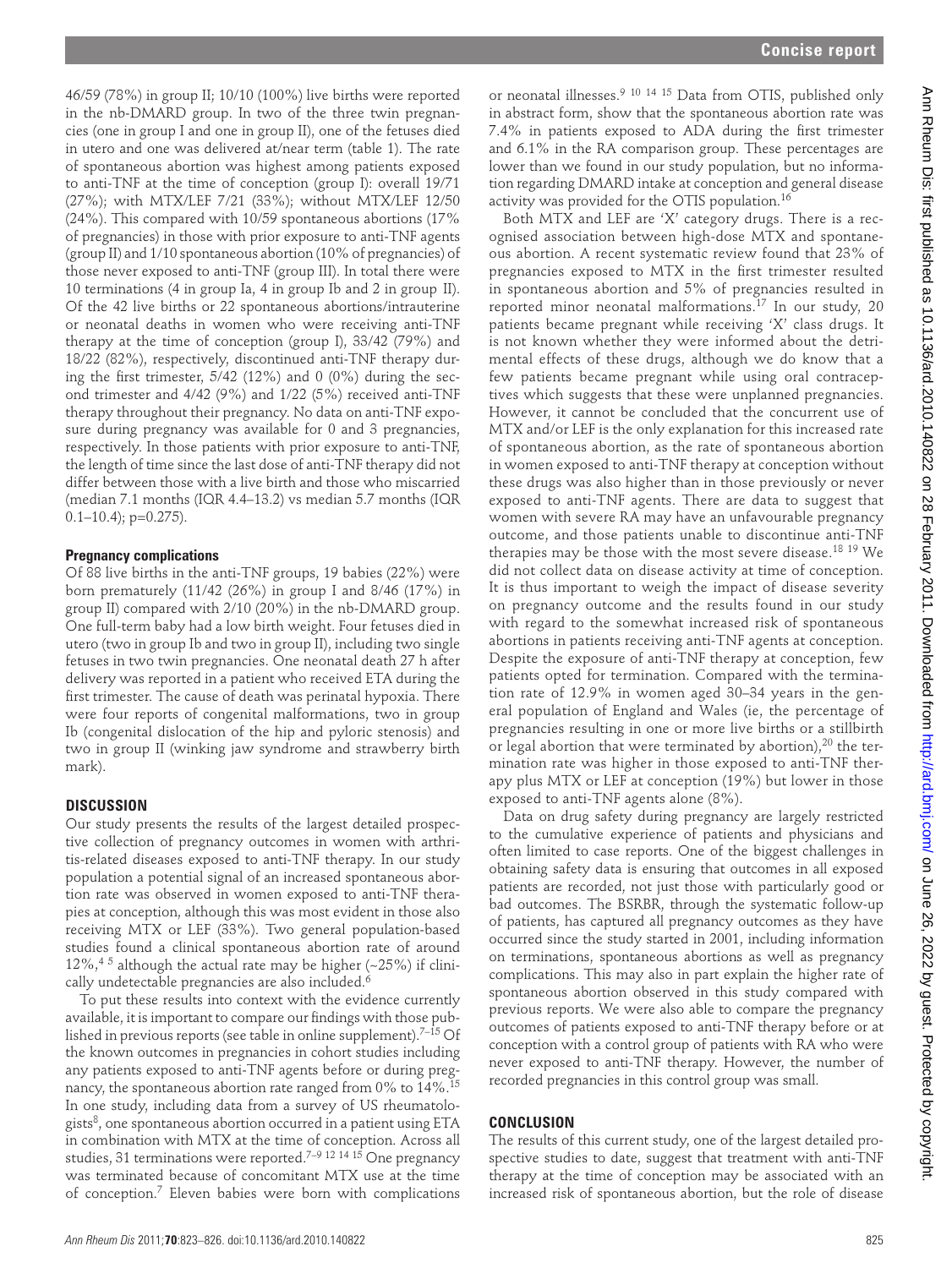46/59 (78%) in group II; 10/10 (100%) live births were reported in the nb-DMARD group. In two of the three twin pregnancies (one in group I and one in group II), one of the fetuses died in utero and one was delivered at/near term (table 1). The rate of spontaneous abortion was highest among patients exposed to anti-TNF at the time of conception (group I): overall 19/71 (27%); with MTX/LEF 7/21 (33%); without MTX/LEF 12/50 (24%). This compared with 10/59 spontaneous abortions (17% of pregnancies) in those with prior exposure to anti-TNF agents (group II) and 1/10 spontaneous abortion (10% of pregnancies) of those never exposed to anti-TNF (group III). In total there were 10 terminations (4 in group Ia, 4 in group Ib and 2 in group II). Of the 42 live births or 22 spontaneous abortions/intrauterine or neonatal deaths in women who were receiving anti-TNF therapy at the time of conception (group I), 33/42 (79%) and 18/22 (82%), respectively, discontinued anti-TNF therapy during the first trimester, 5/42 (12%) and 0 (0%) during the second trimester and 4/42 (9%) and 1/22 (5%) received anti-TNF therapy throughout their pregnancy. No data on anti-TNF exposure during pregnancy was available for 0 and 3 pregnancies, respectively. In those patients with prior exposure to anti-TNF, the length of time since the last dose of anti-TNF therapy did not differ between those with a live birth and those who miscarried (median 7.1 months (IQR 4.4–13.2) vs median 5.7 months (IQR 0.1–10.4); p=0.275).

### Pregnancy complications

Of 88 live births in the anti-TNF groups, 19 babies (22%) were born prematurely (11/42 (26%) in group I and 8/46 (17%) in group II) compared with 2/10 (20%) in the nb-DMARD group. One full-term baby had a low birth weight. Four fetuses died in utero (two in group Ib and two in group II), including two single fetuses in two twin pregnancies. One neonatal death 27 h after delivery was reported in a patient who received ETA during the first trimester. The cause of death was perinatal hypoxia. There were four reports of congenital malformations, two in group Ib (congenital dislocation of the hip and pyloric stenosis) and two in group II (winking jaw syndrome and strawberry birth mark).

## DISCUSSION

Our study presents the results of the largest detailed prospective collection of pregnancy outcomes in women with arthritis-related diseases exposed to anti-TNF therapy. In our study population a potential signal of an increased spontaneous abortion rate was observed in women exposed to anti-TNF therapies at conception, although this was most evident in those also receiving MTX or LEF (33%). Two general population-based studies found a clinical spontaneous abortion rate of around 12%,[4 5] although the actual rate may be higher (~25%) if clinically undetectable pregnancies are also included.[6]

To put these results into context with the evidence currently available, it is important to compare our findings with those published in previous reports (see table in online supplement).[7–15] Of the known outcomes in pregnancies in cohort studies including any patients exposed to anti-TNF agents before or during pregnancy, the spontaneous abortion rate ranged from 0% to 14%.[15] In one study, including data from a survey of US rheumatologists[8], one spontaneous abortion occurred in a patient using ETA in combination with MTX at the time of conception. Across all studies, 31 terminations were reported.[7–9 12 14 15] One pregnancy was terminated because of concomitant MTX use at the time of conception.[7] Eleven babies were born with complications or neonatal illnesses.[9 10 14 15] Data from OTIS, published only in abstract form, show that the spontaneous abortion rate was 7.4% in patients exposed to ADA during the first trimester and 6.1% in the RA comparison group. These percentages are lower than we found in our study population, but no information regarding DMARD intake at conception and general disease activity was provided for the OTIS population.[16]

Both MTX and LEF are 'X' category drugs. There is a recognised association between high-dose MTX and spontaneous abortion. A recent systematic review found that 23% of pregnancies exposed to MTX in the first trimester resulted in spontaneous abortion and 5% of pregnancies resulted in reported minor neonatal malformations.[17] In our study, 20 patients became pregnant while receiving 'X' class drugs. It is not known whether they were informed about the detrimental effects of these drugs, although we do know that a few patients became pregnant while using oral contraceptives which suggests that these were unplanned pregnancies. However, it cannot be concluded that the concurrent use of MTX and/or LEF is the only explanation for this increased rate of spontaneous abortion, as the rate of spontaneous abortion in women exposed to anti-TNF therapy at conception without these drugs was also higher than in those previously or never exposed to anti-TNF agents. There are data to suggest that women with severe RA may have an unfavourable pregnancy outcome, and those patients unable to discontinue anti-TNF therapies may be those with the most severe disease.[18 19] We did not collect data on disease activity at time of conception. It is thus important to weigh the impact of disease severity on pregnancy outcome and the results found in our study with regard to the somewhat increased risk of spontaneous abortions in patients receiving anti-TNF agents at conception. Despite the exposure of anti-TNF therapy at conception, few patients opted for termination. Compared with the termination rate of 12.9% in women aged 30–34 years in the general population of England and Wales (ie, the percentage of pregnancies resulting in one or more live births or a stillbirth or legal abortion that were terminated by abortion),[20] the termination rate was higher in those exposed to anti-TNF therapy plus MTX or LEF at conception (19%) but lower in those exposed to anti-TNF agents alone (8%).

Data on drug safety during pregnancy are largely restricted to the cumulative experience of patients and physicians and often limited to case reports. One of the biggest challenges in obtaining safety data is ensuring that outcomes in all exposed patients are recorded, not just those with particularly good or bad outcomes. The BSRBR, through the systematic follow-up of patients, has captured all pregnancy outcomes as they have occurred since the study started in 2001, including information on terminations, spontaneous abortions as well as pregnancy complications. This may also in part explain the higher rate of spontaneous abortion observed in this study compared with previous reports. We were also able to compare the pregnancy outcomes of patients exposed to anti-TNF therapy before or at conception with a control group of patients with RA who were never exposed to anti-TNF therapy. However, the number of recorded pregnancies in this control group was small.

## CONCLUSION

The results of this current study, one of the largest detailed prospective studies to date, suggest that treatment with anti-TNF therapy at the time of conception may be associated with an increased risk of spontaneous abortion, but the role of disease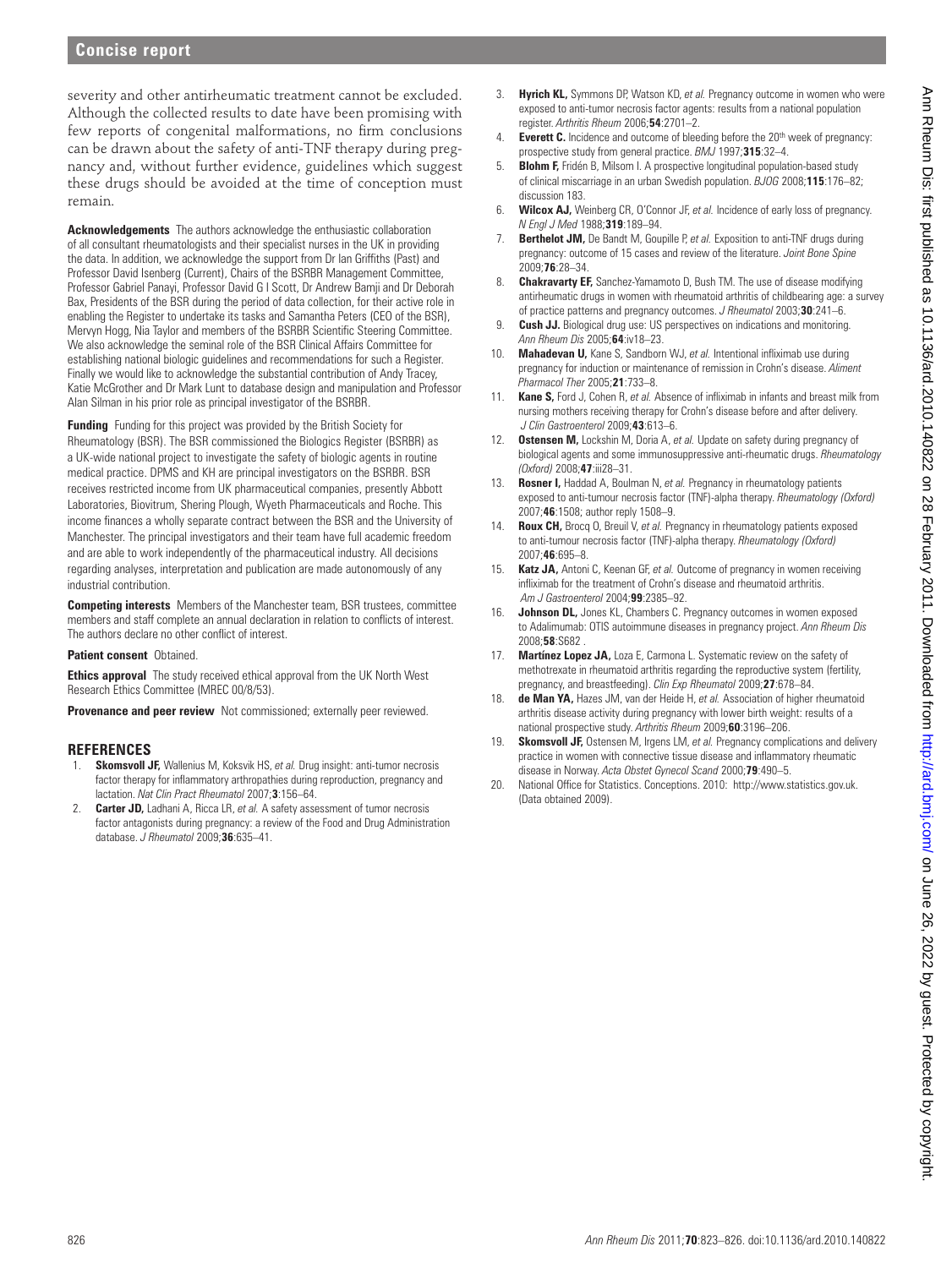severity and other antirheumatic treatment cannot be excluded. Although the collected results to date have been promising with few reports of congenital malformations, no firm conclusions can be drawn about the safety of anti-TNF therapy during pregnancy and, without further evidence, guidelines which suggest these drugs should be avoided at the time of conception must remain.

**Acknowledgements** The authors acknowledge the enthusiastic collaboration of all consultant rheumatologists and their specialist nurses in the UK in providing the data. In addition, we acknowledge the support from Dr Ian Griffiths (Past) and Professor David Isenberg (Current), Chairs of the BSRBR Management Committee, Professor Gabriel Panayi, Professor David G I Scott, Dr Andrew Bamji and Dr Deborah Bax, Presidents of the BSR during the period of data collection, for their active role in enabling the Register to undertake its tasks and Samantha Peters (CEO of the BSR), Mervyn Hogg, Nia Taylor and members of the BSRBR Scientific Steering Committee. We also acknowledge the seminal role of the BSR Clinical Affairs Committee for establishing national biologic guidelines and recommendations for such a Register. Finally we would like to acknowledge the substantial contribution of Andy Tracey, Katie McGrother and Dr Mark Lunt to database design and manipulation and Professor Alan Silman in his prior role as principal investigator of the BSRBR.

**Funding** Funding for this project was provided by the British Society for Rheumatology (BSR). The BSR commissioned the Biologics Register (BSRBR) as a UK-wide national project to investigate the safety of biologic agents in routine medical practice. DPMS and KH are principal investigators on the BSRBR. BSR receives restricted income from UK pharmaceutical companies, presently Abbott Laboratories, Biovitrum, Shering Plough, Wyeth Pharmaceuticals and Roche. This income finances a wholly separate contract between the BSR and the University of Manchester. The principal investigators and their team have full academic freedom and are able to work independently of the pharmaceutical industry. All decisions regarding analyses, interpretation and publication are made autonomously of any industrial contribution.

**Competing interests** Members of the Manchester team, BSR trustees, committee members and staff complete an annual declaration in relation to conflicts of interest. The authors declare no other conflict of interest.

**Patient consent** Obtained.

**Ethics approval** The study received ethical approval from the UK North West Research Ethics Committee (MREC 00/8/53).

**Provenance and peer review** Not commissioned; externally peer reviewed.

## REFERENCES

1. **Skomsvoll JF,** Wallenius M, Koksvik HS, *et al.* Drug insight: anti-tumor necrosis factor therapy for inflammatory arthropathies during reproduction, pregnancy and lactation. *Nat Clin Pract Rheumatol* 2007;**3**:156–64.
2. **Carter JD,** Ladhani A, Ricca LR, *et al.* A safety assessment of tumor necrosis factor antagonists during pregnancy: a review of the Food and Drug Administration database. *J Rheumatol* 2009;**36**:635–41.
3. **Hyrich KL,** Symmons DP, Watson KD, *et al.* Pregnancy outcome in women who were exposed to anti-tumor necrosis factor agents: results from a national population register. *Arthritis Rheum* 2006;**54**:2701–2.
4. **Everett C.** Incidence and outcome of bleeding before the 20th week of pregnancy: prospective study from general practice. *BMJ* 1997;**315**:32–4.
5. **Blohm F,** Fridén B, Milsom I. A prospective longitudinal population-based study of clinical miscarriage in an urban Swedish population. *BJOG* 2008;**115**:176–82; discussion 183.
6. **Wilcox AJ,** Weinberg CR, O'Connor JF, *et al.* Incidence of early loss of pregnancy. *N Engl J Med* 1988;**319**:189–94.
7. **Berthelot JM,** De Bandt M, Goupille P, *et al.* Exposition to anti-TNF drugs during pregnancy: outcome of 15 cases and review of the literature. *Joint Bone Spine* 2009;**76**:28–34.
8. **Chakravarty EF,** Sanchez-Yamamoto D, Bush TM. The use of disease modifying antirheumatic drugs in women with rheumatoid arthritis of childbearing age: a survey of practice patterns and pregnancy outcomes. *J Rheumatol* 2003;**30**:241–6.
9. **Cush JJ.** Biological drug use: US perspectives on indications and monitoring. *Ann Rheum Dis* 2005;**64**:iv18–23.
10. **Mahadevan U,** Kane S, Sandborn WJ, *et al.* Intentional infliximab use during pregnancy for induction or maintenance of remission in Crohn's disease. *Aliment Pharmacol Ther* 2005;**21**:733–8.
11. **Kane S,** Ford J, Cohen R, *et al.* Absence of infliximab in infants and breast milk from nursing mothers receiving therapy for Crohn's disease before and after delivery. *J Clin Gastroenterol* 2009;**43**:613–6.
12. **Ostensen M,** Lockshin M, Doria A, *et al.* Update on safety during pregnancy of biological agents and some immunosuppressive anti-rheumatic drugs. *Rheumatology (Oxford)* 2008;**47**:iii28–31.
13. **Rosner I,** Haddad A, Boulman N, *et al.* Pregnancy in rheumatology patients exposed to anti-tumour necrosis factor (TNF)-alpha therapy. *Rheumatology (Oxford)* 2007;**46**:1508; author reply 1508–9.
14. **Roux CH,** Brocq O, Breuil V, *et al.* Pregnancy in rheumatology patients exposed to anti-tumour necrosis factor (TNF)-alpha therapy. *Rheumatology (Oxford)* 2007;**46**:695–8.
15. **Katz JA,** Antoni C, Keenan GF, *et al.* Outcome of pregnancy in women receiving infliximab for the treatment of Crohn's disease and rheumatoid arthritis. *Am J Gastroenterol* 2004;**99**:2385–92.
16. **Johnson DL,** Jones KL, Chambers C. Pregnancy outcomes in women exposed to Adalimumab: OTIS autoimmune diseases in pregnancy project. *Ann Rheum Dis* 2008;**58**:S682 .
17. **Martínez Lopez JA,** Loza E, Carmona L. Systematic review on the safety of methotrexate in rheumatoid arthritis regarding the reproductive system (fertility, pregnancy, and breastfeeding). *Clin Exp Rheumatol* 2009;**27**:678–84.
18. **de Man YA,** Hazes JM, van der Heide H, *et al.* Association of higher rheumatoid arthritis disease activity during pregnancy with lower birth weight: results of a national prospective study. *Arthritis Rheum* 2009;**60**:3196–206.
19. **Skomsvoll JF,** Ostensen M, Irgens LM, *et al.* Pregnancy complications and delivery practice in women with connective tissue disease and inflammatory rheumatic disease in Norway. *Acta Obstet Gynecol Scand* 2000;**79**:490–5.
20. National Office for Statistics. Conceptions. 2010: http://www.statistics.gov.uk. (Data obtained 2009).